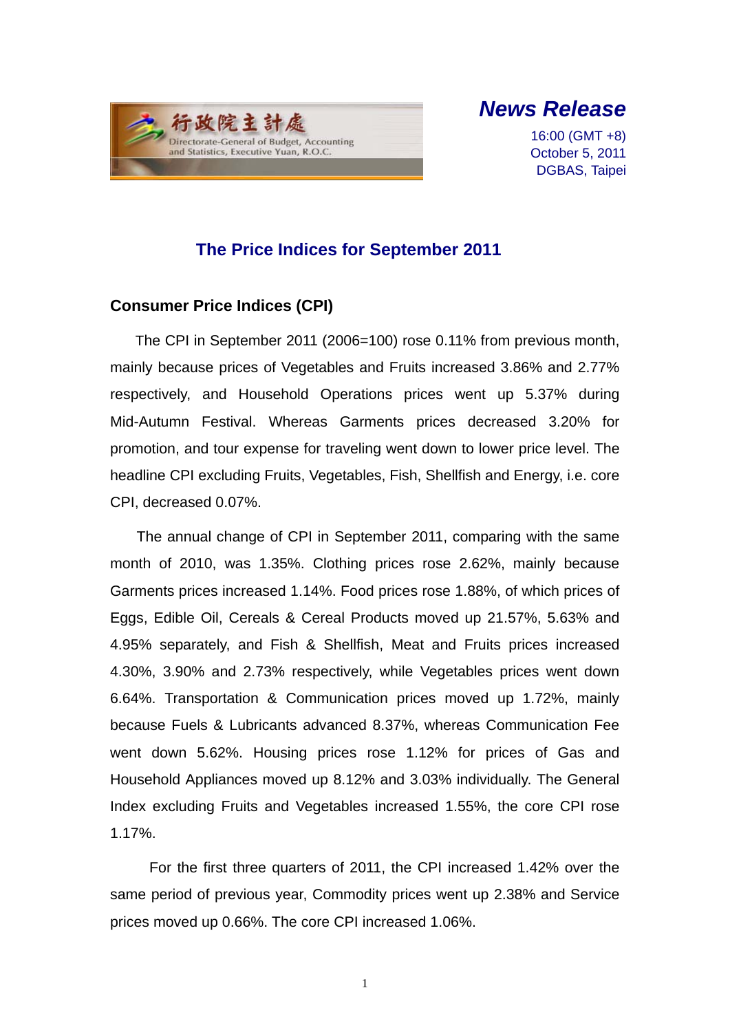行政院主計處
Directorate-General of Budget, Accounting and Statistics, Executive Yuan, R.O.C.

***News Release***

16:00 (GMT +8)
October 5, 2011
DGBAS, Taipei

# The Price Indices for September 2011

## Consumer Price Indices (CPI)

The CPI in September 2011 (2006=100) rose 0.11% from previous month, mainly because prices of Vegetables and Fruits increased 3.86% and 2.77% respectively, and Household Operations prices went up 5.37% during Mid-Autumn Festival. Whereas Garments prices decreased 3.20% for promotion, and tour expense for traveling went down to lower price level. The headline CPI excluding Fruits, Vegetables, Fish, Shellfish and Energy, i.e. core CPI, decreased 0.07%.

The annual change of CPI in September 2011, comparing with the same month of 2010, was 1.35%. Clothing prices rose 2.62%, mainly because Garments prices increased 1.14%. Food prices rose 1.88%, of which prices of Eggs, Edible Oil, Cereals & Cereal Products moved up 21.57%, 5.63% and 4.95% separately, and Fish & Shellfish, Meat and Fruits prices increased 4.30%, 3.90% and 2.73% respectively, while Vegetables prices went down 6.64%. Transportation & Communication prices moved up 1.72%, mainly because Fuels & Lubricants advanced 8.37%, whereas Communication Fee went down 5.62%. Housing prices rose 1.12% for prices of Gas and Household Appliances moved up 8.12% and 3.03% individually. The General Index excluding Fruits and Vegetables increased 1.55%, the core CPI rose 1.17%.

For the first three quarters of 2011, the CPI increased 1.42% over the same period of previous year, Commodity prices went up 2.38% and Service prices moved up 0.66%. The core CPI increased 1.06%.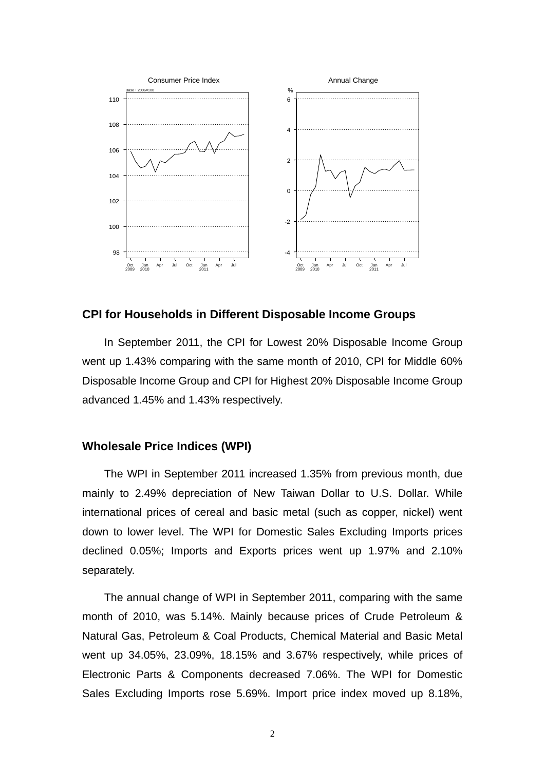## CPI for Households in Different Disposable Income Groups

In September 2011, the CPI for Lowest 20% Disposable Income Group went up 1.43% comparing with the same month of 2010, CPI for Middle 60% Disposable Income Group and CPI for Highest 20% Disposable Income Group advanced 1.45% and 1.43% respectively.

## Wholesale Price Indices (WPI)

The WPI in September 2011 increased 1.35% from previous month, due mainly to 2.49% depreciation of New Taiwan Dollar to U.S. Dollar. While international prices of cereal and basic metal (such as copper, nickel) went down to lower level. The WPI for Domestic Sales Excluding Imports prices declined 0.05%; Imports and Exports prices went up 1.97% and 2.10% separately.

The annual change of WPI in September 2011, comparing with the same month of 2010, was 5.14%. Mainly because prices of Crude Petroleum & Natural Gas, Petroleum & Coal Products, Chemical Material and Basic Metal went up 34.05%, 23.09%, 18.15% and 3.67% respectively, while prices of Electronic Parts & Components decreased 7.06%. The WPI for Domestic Sales Excluding Imports rose 5.69%. Import price index moved up 8.18%,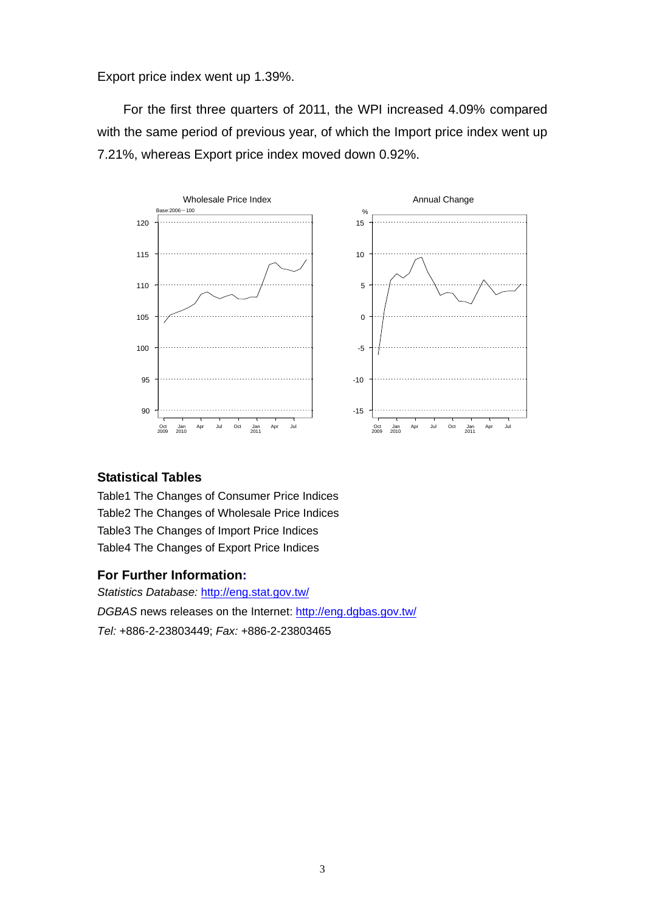Export price index went up 1.39%.

For the first three quarters of 2011, the WPI increased 4.09% compared with the same period of previous year, of which the Import price index went up 7.21%, whereas Export price index moved down 0.92%.

Wholesale Price Index

Annual Change

## Statistical Tables

Table1 The Changes of Consumer Price Indices
Table2 The Changes of Wholesale Price Indices
Table3 The Changes of Import Price Indices
Table4 The Changes of Export Price Indices

## For Further Information:

*Statistics Database:* http://eng.stat.gov.tw/
*DGBAS* news releases on the Internet: http://eng.dgbas.gov.tw/
*Tel:* +886-2-23803449; *Fax:* +886-2-23803465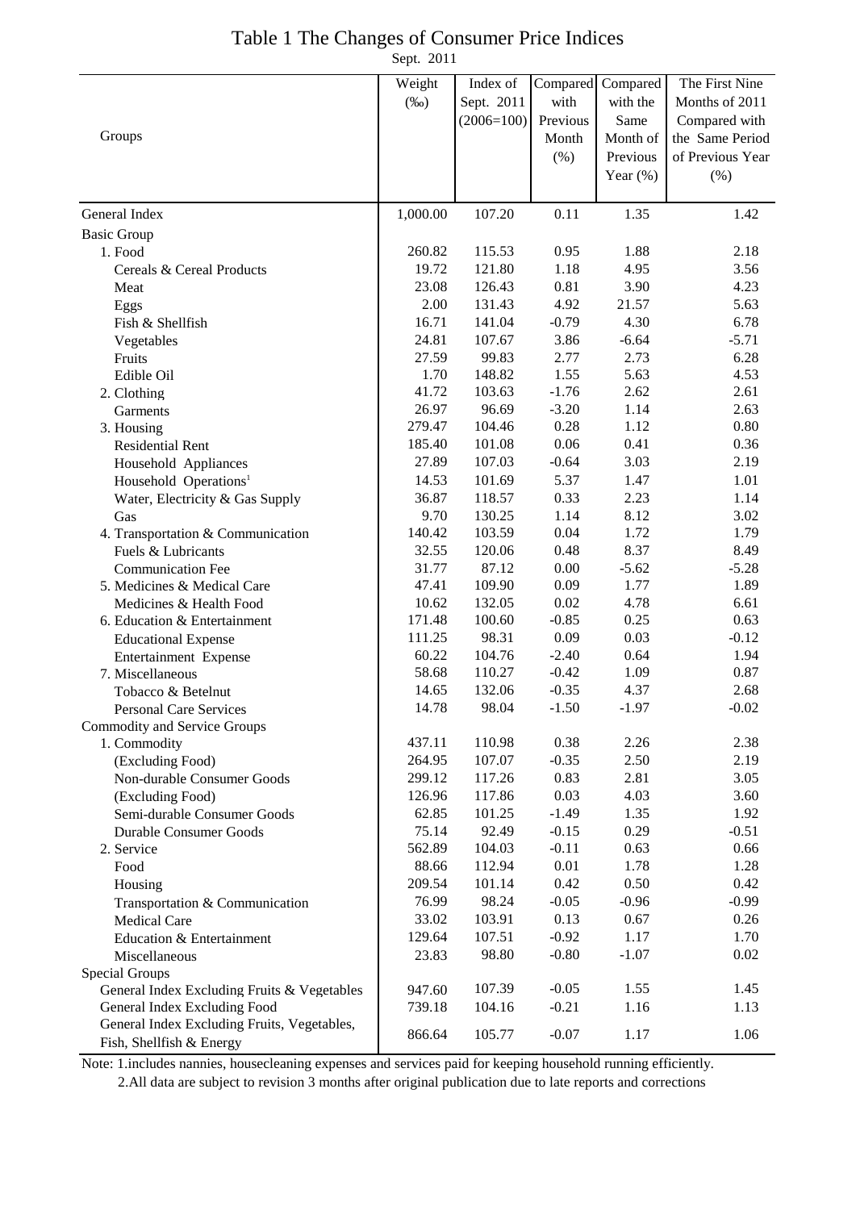# Table 1 The Changes of Consumer Price Indices

Sept. 2011

| Groups | Weight (‰) | Index of Sept. 2011 (2006=100) | Compared with Previous Month (%) | Compared with the Same Month of Previous Year (%) | The First Nine Months of 2011 Compared with the Same Period of Previous Year (%) |
|---|---|---|---|---|---|
| General Index | 1,000.00 | 107.20 | 0.11 | 1.35 | 1.42 |
| Basic Group | | | | | |
| 1. Food | 260.82 | 115.53 | 0.95 | 1.88 | 2.18 |
| Cereals & Cereal Products | 19.72 | 121.80 | 1.18 | 4.95 | 3.56 |
| Meat | 23.08 | 126.43 | 0.81 | 3.90 | 4.23 |
| Eggs | 2.00 | 131.43 | 4.92 | 21.57 | 5.63 |
| Fish & Shellfish | 16.71 | 141.04 | -0.79 | 4.30 | 6.78 |
| Vegetables | 24.81 | 107.67 | 3.86 | -6.64 | -5.71 |
| Fruits | 27.59 | 99.83 | 2.77 | 2.73 | 6.28 |
| Edible Oil | 1.70 | 148.82 | 1.55 | 5.63 | 4.53 |
| 2. Clothing | 41.72 | 103.63 | -1.76 | 2.62 | 2.61 |
| Garments | 26.97 | 96.69 | -3.20 | 1.14 | 2.63 |
| 3. Housing | 279.47 | 104.46 | 0.28 | 1.12 | 0.80 |
| Residential Rent | 185.40 | 101.08 | 0.06 | 0.41 | 0.36 |
| Household Appliances | 27.89 | 107.03 | -0.64 | 3.03 | 2.19 |
| Household Operations[1] | 14.53 | 101.69 | 5.37 | 1.47 | 1.01 |
| Water, Electricity & Gas Supply | 36.87 | 118.57 | 0.33 | 2.23 | 1.14 |
| Gas | 9.70 | 130.25 | 1.14 | 8.12 | 3.02 |
| 4. Transportation & Communication | 140.42 | 103.59 | 0.04 | 1.72 | 1.79 |
| Fuels & Lubricants | 32.55 | 120.06 | 0.48 | 8.37 | 8.49 |
| Communication Fee | 31.77 | 87.12 | 0.00 | -5.62 | -5.28 |
| 5. Medicines & Medical Care | 47.41 | 109.90 | 0.09 | 1.77 | 1.89 |
| Medicines & Health Food | 10.62 | 132.05 | 0.02 | 4.78 | 6.61 |
| 6. Education & Entertainment | 171.48 | 100.60 | -0.85 | 0.25 | 0.63 |
| Educational Expense | 111.25 | 98.31 | 0.09 | 0.03 | -0.12 |
| Entertainment Expense | 60.22 | 104.76 | -2.40 | 0.64 | 1.94 |
| 7. Miscellaneous | 58.68 | 110.27 | -0.42 | 1.09 | 0.87 |
| Tobacco & Betelnut | 14.65 | 132.06 | -0.35 | 4.37 | 2.68 |
| Personal Care Services | 14.78 | 98.04 | -1.50 | -1.97 | -0.02 |
| Commodity and Service Groups | | | | | |
| 1. Commodity | 437.11 | 110.98 | 0.38 | 2.26 | 2.38 |
| (Excluding Food) | 264.95 | 107.07 | -0.35 | 2.50 | 2.19 |
| Non-durable Consumer Goods | 299.12 | 117.26 | 0.83 | 2.81 | 3.05 |
| (Excluding Food) | 126.96 | 117.86 | 0.03 | 4.03 | 3.60 |
| Semi-durable Consumer Goods | 62.85 | 101.25 | -1.49 | 1.35 | 1.92 |
| Durable Consumer Goods | 75.14 | 92.49 | -0.15 | 0.29 | -0.51 |
| 2. Service | 562.89 | 104.03 | -0.11 | 0.63 | 0.66 |
| Food | 88.66 | 112.94 | 0.01 | 1.78 | 1.28 |
| Housing | 209.54 | 101.14 | 0.42 | 0.50 | 0.42 |
| Transportation & Communication | 76.99 | 98.24 | -0.05 | -0.96 | -0.99 |
| Medical Care | 33.02 | 103.91 | 0.13 | 0.67 | 0.26 |
| Education & Entertainment | 129.64 | 107.51 | -0.92 | 1.17 | 1.70 |
| Miscellaneous | 23.83 | 98.80 | -0.80 | -1.07 | 0.02 |
| Special Groups | | | | | |
| General Index Excluding Fruits & Vegetables | 947.60 | 107.39 | -0.05 | 1.55 | 1.45 |
| General Index Excluding Food | 739.18 | 104.16 | -0.21 | 1.16 | 1.13 |
| General Index Excluding Fruits, Vegetables, Fish, Shellfish & Energy | 866.64 | 105.77 | -0.07 | 1.17 | 1.06 |

Note: 1.includes nannies, housecleaning expenses and services paid for keeping household running efficiently.

2.All data are subject to revision 3 months after original publication due to late reports and corrections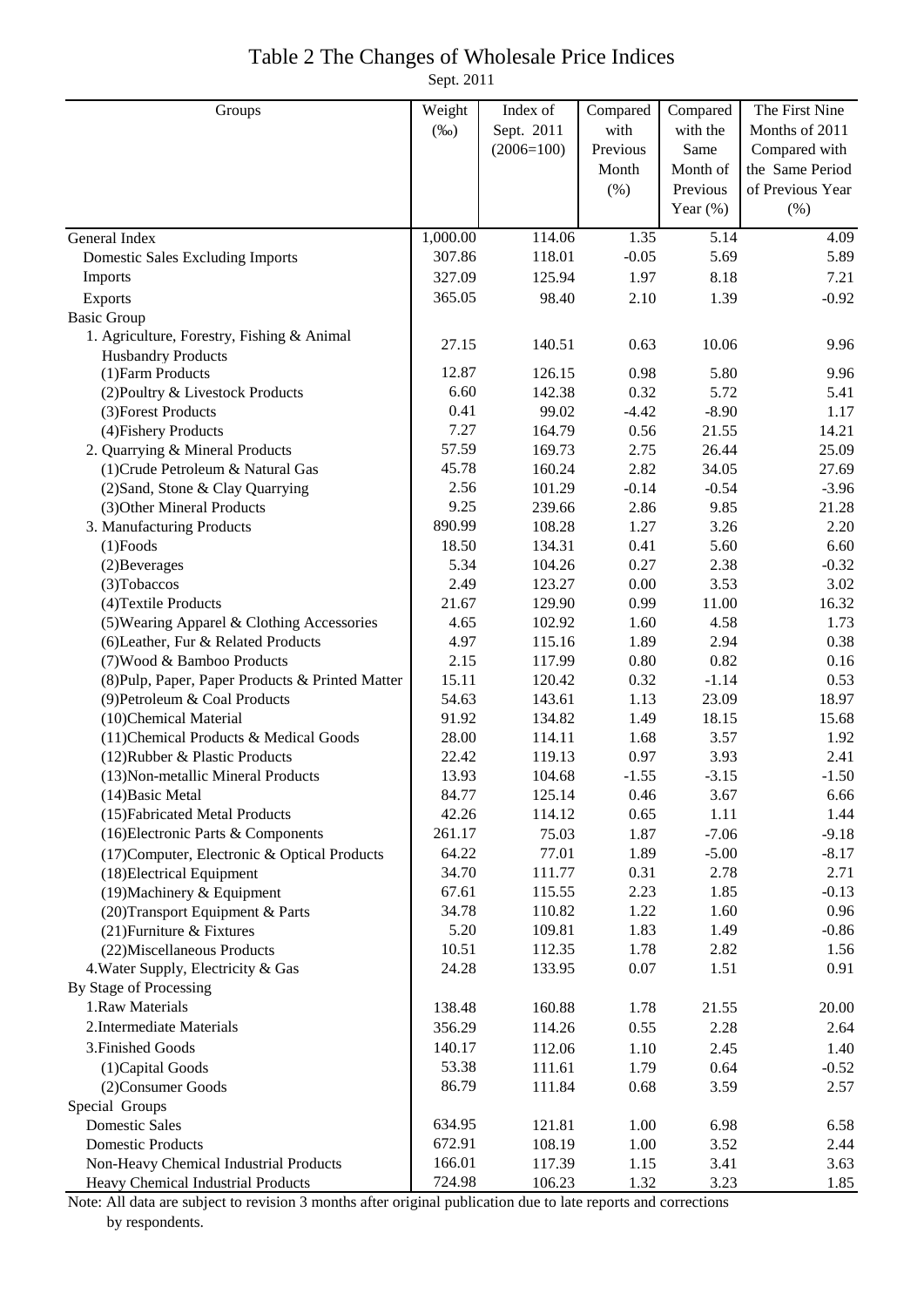# Table 2 The Changes of Wholesale Price Indices

Sept. 2011

| Groups | Weight (‰) | Index of Sept. 2011 (2006=100) | Compared with Previous Month (%) | Compared with the Same Month of Previous Year (%) | The First Nine Months of 2011 Compared with the Same Period of Previous Year (%) |
|---|---|---|---|---|---|
| General Index | 1,000.00 | 114.06 | 1.35 | 5.14 | 4.09 |
| Domestic Sales Excluding Imports | 307.86 | 118.01 | -0.05 | 5.69 | 5.89 |
| Imports | 327.09 | 125.94 | 1.97 | 8.18 | 7.21 |
| Exports | 365.05 | 98.40 | 2.10 | 1.39 | -0.92 |
| Basic Group | | | | | |
| 1. Agriculture, Forestry, Fishing & Animal Husbandry Products | 27.15 | 140.51 | 0.63 | 10.06 | 9.96 |
| (1)Farm Products | 12.87 | 126.15 | 0.98 | 5.80 | 9.96 |
| (2)Poultry & Livestock Products | 6.60 | 142.38 | 0.32 | 5.72 | 5.41 |
| (3)Forest Products | 0.41 | 99.02 | -4.42 | -8.90 | 1.17 |
| (4)Fishery Products | 7.27 | 164.79 | 0.56 | 21.55 | 14.21 |
| 2. Quarrying & Mineral Products | 57.59 | 169.73 | 2.75 | 26.44 | 25.09 |
| (1)Crude Petroleum & Natural Gas | 45.78 | 160.24 | 2.82 | 34.05 | 27.69 |
| (2)Sand, Stone & Clay Quarrying | 2.56 | 101.29 | -0.14 | -0.54 | -3.96 |
| (3)Other Mineral Products | 9.25 | 239.66 | 2.86 | 9.85 | 21.28 |
| 3. Manufacturing Products | 890.99 | 108.28 | 1.27 | 3.26 | 2.20 |
| (1)Foods | 18.50 | 134.31 | 0.41 | 5.60 | 6.60 |
| (2)Beverages | 5.34 | 104.26 | 0.27 | 2.38 | -0.32 |
| (3)Tobaccos | 2.49 | 123.27 | 0.00 | 3.53 | 3.02 |
| (4)Textile Products | 21.67 | 129.90 | 0.99 | 11.00 | 16.32 |
| (5)Wearing Apparel & Clothing Accessories | 4.65 | 102.92 | 1.60 | 4.58 | 1.73 |
| (6)Leather, Fur & Related Products | 4.97 | 115.16 | 1.89 | 2.94 | 0.38 |
| (7)Wood & Bamboo Products | 2.15 | 117.99 | 0.80 | 0.82 | 0.16 |
| (8)Pulp, Paper, Paper Products & Printed Matter | 15.11 | 120.42 | 0.32 | -1.14 | 0.53 |
| (9)Petroleum & Coal Products | 54.63 | 143.61 | 1.13 | 23.09 | 18.97 |
| (10)Chemical Material | 91.92 | 134.82 | 1.49 | 18.15 | 15.68 |
| (11)Chemical Products & Medical Goods | 28.00 | 114.11 | 1.68 | 3.57 | 1.92 |
| (12)Rubber & Plastic Products | 22.42 | 119.13 | 0.97 | 3.93 | 2.41 |
| (13)Non-metallic Mineral Products | 13.93 | 104.68 | -1.55 | -3.15 | -1.50 |
| (14)Basic Metal | 84.77 | 125.14 | 0.46 | 3.67 | 6.66 |
| (15)Fabricated Metal Products | 42.26 | 114.12 | 0.65 | 1.11 | 1.44 |
| (16)Electronic Parts & Components | 261.17 | 75.03 | 1.87 | -7.06 | -9.18 |
| (17)Computer, Electronic & Optical Products | 64.22 | 77.01 | 1.89 | -5.00 | -8.17 |
| (18)Electrical Equipment | 34.70 | 111.77 | 0.31 | 2.78 | 2.71 |
| (19)Machinery & Equipment | 67.61 | 115.55 | 2.23 | 1.85 | -0.13 |
| (20)Transport Equipment & Parts | 34.78 | 110.82 | 1.22 | 1.60 | 0.96 |
| (21)Furniture & Fixtures | 5.20 | 109.81 | 1.83 | 1.49 | -0.86 |
| (22)Miscellaneous Products | 10.51 | 112.35 | 1.78 | 2.82 | 1.56 |
| 4.Water Supply, Electricity & Gas | 24.28 | 133.95 | 0.07 | 1.51 | 0.91 |
| By Stage of Processing | | | | | |
| 1.Raw Materials | 138.48 | 160.88 | 1.78 | 21.55 | 20.00 |
| 2.Intermediate Materials | 356.29 | 114.26 | 0.55 | 2.28 | 2.64 |
| 3.Finished Goods | 140.17 | 112.06 | 1.10 | 2.45 | 1.40 |
| (1)Capital Goods | 53.38 | 111.61 | 1.79 | 0.64 | -0.52 |
| (2)Consumer Goods | 86.79 | 111.84 | 0.68 | 3.59 | 2.57 |
| Special Groups | | | | | |
| Domestic Sales | 634.95 | 121.81 | 1.00 | 6.98 | 6.58 |
| Domestic Products | 672.91 | 108.19 | 1.00 | 3.52 | 2.44 |
| Non-Heavy Chemical Industrial Products | 166.01 | 117.39 | 1.15 | 3.41 | 3.63 |
| Heavy Chemical Industrial Products | 724.98 | 106.23 | 1.32 | 3.23 | 1.85 |

Note: All data are subject to revision 3 months after original publication due to late reports and corrections by respondents.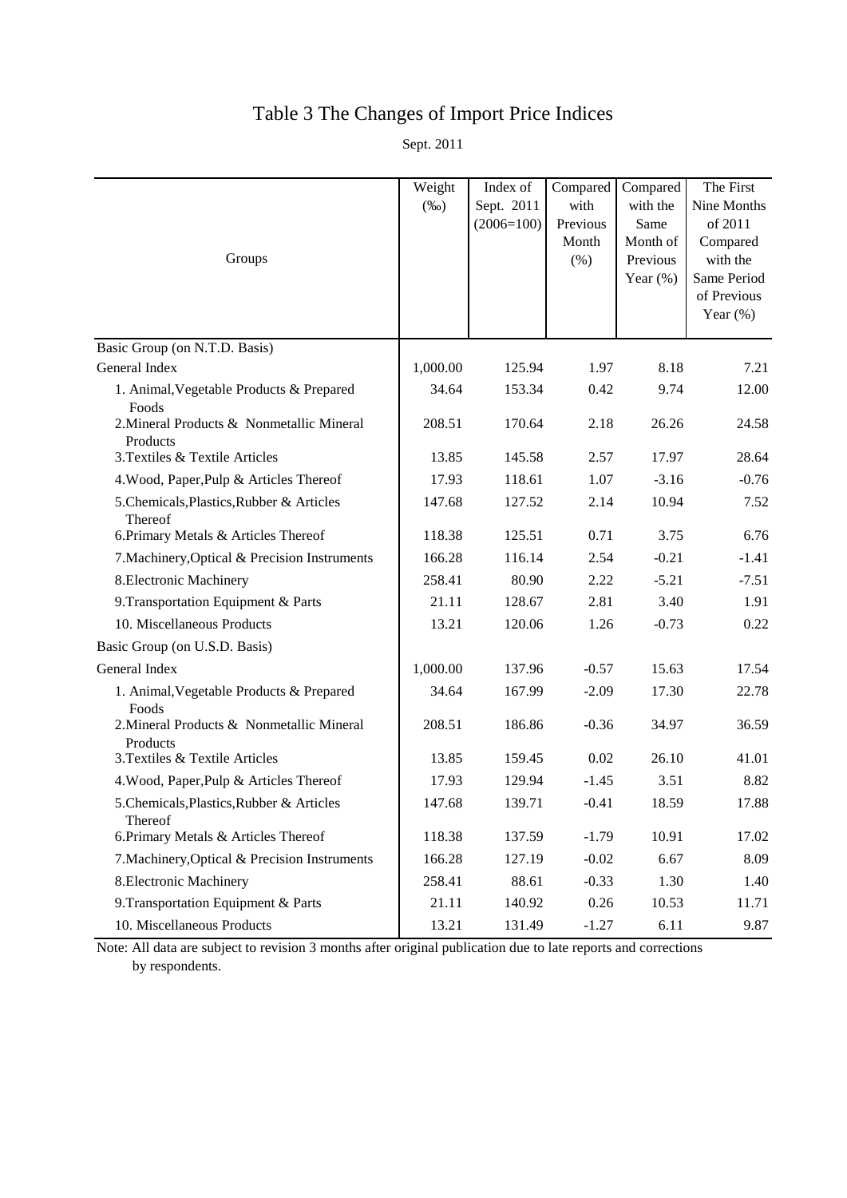# Table 3 The Changes of Import Price Indices

Sept. 2011

| Groups | Weight (‰) | Index of Sept. 2011 (2006=100) | Compared with Previous Month (%) | Compared with the Same Month of Previous Year (%) | The First Nine Months of 2011 Compared with the Same Period of Previous Year (%) |
|---|---|---|---|---|---|
| Basic Group (on N.T.D. Basis) | | | | | |
| General Index | 1,000.00 | 125.94 | 1.97 | 8.18 | 7.21 |
| 1. Animal,Vegetable Products & Prepared Foods | 34.64 | 153.34 | 0.42 | 9.74 | 12.00 |
| 2.Mineral Products & Nonmetallic Mineral Products | 208.51 | 170.64 | 2.18 | 26.26 | 24.58 |
| 3.Textiles & Textile Articles | 13.85 | 145.58 | 2.57 | 17.97 | 28.64 |
| 4.Wood, Paper,Pulp & Articles Thereof | 17.93 | 118.61 | 1.07 | -3.16 | -0.76 |
| 5.Chemicals,Plastics,Rubber & Articles Thereof | 147.68 | 127.52 | 2.14 | 10.94 | 7.52 |
| 6.Primary Metals & Articles Thereof | 118.38 | 125.51 | 0.71 | 3.75 | 6.76 |
| 7.Machinery,Optical & Precision Instruments | 166.28 | 116.14 | 2.54 | -0.21 | -1.41 |
| 8.Electronic Machinery | 258.41 | 80.90 | 2.22 | -5.21 | -7.51 |
| 9.Transportation Equipment & Parts | 21.11 | 128.67 | 2.81 | 3.40 | 1.91 |
| 10. Miscellaneous Products | 13.21 | 120.06 | 1.26 | -0.73 | 0.22 |
| Basic Group (on U.S.D. Basis) | | | | | |
| General Index | 1,000.00 | 137.96 | -0.57 | 15.63 | 17.54 |
| 1. Animal,Vegetable Products & Prepared Foods | 34.64 | 167.99 | -2.09 | 17.30 | 22.78 |
| 2.Mineral Products & Nonmetallic Mineral Products | 208.51 | 186.86 | -0.36 | 34.97 | 36.59 |
| 3.Textiles & Textile Articles | 13.85 | 159.45 | 0.02 | 26.10 | 41.01 |
| 4.Wood, Paper,Pulp & Articles Thereof | 17.93 | 129.94 | -1.45 | 3.51 | 8.82 |
| 5.Chemicals,Plastics,Rubber & Articles Thereof | 147.68 | 139.71 | -0.41 | 18.59 | 17.88 |
| 6.Primary Metals & Articles Thereof | 118.38 | 137.59 | -1.79 | 10.91 | 17.02 |
| 7.Machinery,Optical & Precision Instruments | 166.28 | 127.19 | -0.02 | 6.67 | 8.09 |
| 8.Electronic Machinery | 258.41 | 88.61 | -0.33 | 1.30 | 1.40 |
| 9.Transportation Equipment & Parts | 21.11 | 140.92 | 0.26 | 10.53 | 11.71 |
| 10. Miscellaneous Products | 13.21 | 131.49 | -1.27 | 6.11 | 9.87 |

Note: All data are subject to revision 3 months after original publication due to late reports and corrections by respondents.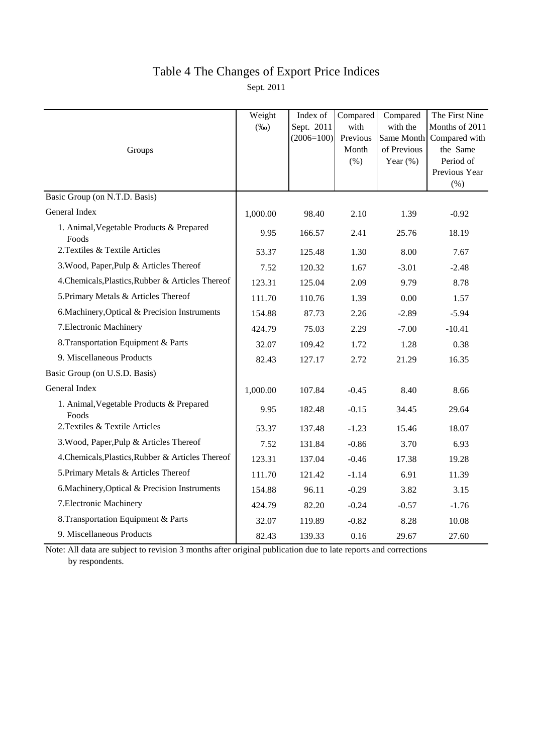# Table 4 The Changes of Export Price Indices

Sept. 2011

| Groups | Weight (‰) | Index of Sept. 2011 (2006=100) | Compared with Previous Month (%) | Compared with the Same Month of Previous Year (%) | The First Nine Months of 2011 Compared with the Same Period of Previous Year (%) |
|---|---|---|---|---|---|
| Basic Group (on N.T.D. Basis) | | | | | |
| General Index | 1,000.00 | 98.40 | 2.10 | 1.39 | -0.92 |
| 1. Animal,Vegetable Products & Prepared Foods | 9.95 | 166.57 | 2.41 | 25.76 | 18.19 |
| 2.Textiles & Textile Articles | 53.37 | 125.48 | 1.30 | 8.00 | 7.67 |
| 3.Wood, Paper,Pulp & Articles Thereof | 7.52 | 120.32 | 1.67 | -3.01 | -2.48 |
| 4.Chemicals,Plastics,Rubber & Articles Thereof | 123.31 | 125.04 | 2.09 | 9.79 | 8.78 |
| 5.Primary Metals & Articles Thereof | 111.70 | 110.76 | 1.39 | 0.00 | 1.57 |
| 6.Machinery,Optical & Precision Instruments | 154.88 | 87.73 | 2.26 | -2.89 | -5.94 |
| 7.Electronic Machinery | 424.79 | 75.03 | 2.29 | -7.00 | -10.41 |
| 8.Transportation Equipment & Parts | 32.07 | 109.42 | 1.72 | 1.28 | 0.38 |
| 9. Miscellaneous Products | 82.43 | 127.17 | 2.72 | 21.29 | 16.35 |
| Basic Group (on U.S.D. Basis) | | | | | |
| General Index | 1,000.00 | 107.84 | -0.45 | 8.40 | 8.66 |
| 1. Animal,Vegetable Products & Prepared Foods | 9.95 | 182.48 | -0.15 | 34.45 | 29.64 |
| 2.Textiles & Textile Articles | 53.37 | 137.48 | -1.23 | 15.46 | 18.07 |
| 3.Wood, Paper,Pulp & Articles Thereof | 7.52 | 131.84 | -0.86 | 3.70 | 6.93 |
| 4.Chemicals,Plastics,Rubber & Articles Thereof | 123.31 | 137.04 | -0.46 | 17.38 | 19.28 |
| 5.Primary Metals & Articles Thereof | 111.70 | 121.42 | -1.14 | 6.91 | 11.39 |
| 6.Machinery,Optical & Precision Instruments | 154.88 | 96.11 | -0.29 | 3.82 | 3.15 |
| 7.Electronic Machinery | 424.79 | 82.20 | -0.24 | -0.57 | -1.76 |
| 8.Transportation Equipment & Parts | 32.07 | 119.89 | -0.82 | 8.28 | 10.08 |
| 9. Miscellaneous Products | 82.43 | 139.33 | 0.16 | 29.67 | 27.60 |

Note: All data are subject to revision 3 months after original publication due to late reports and corrections by respondents.